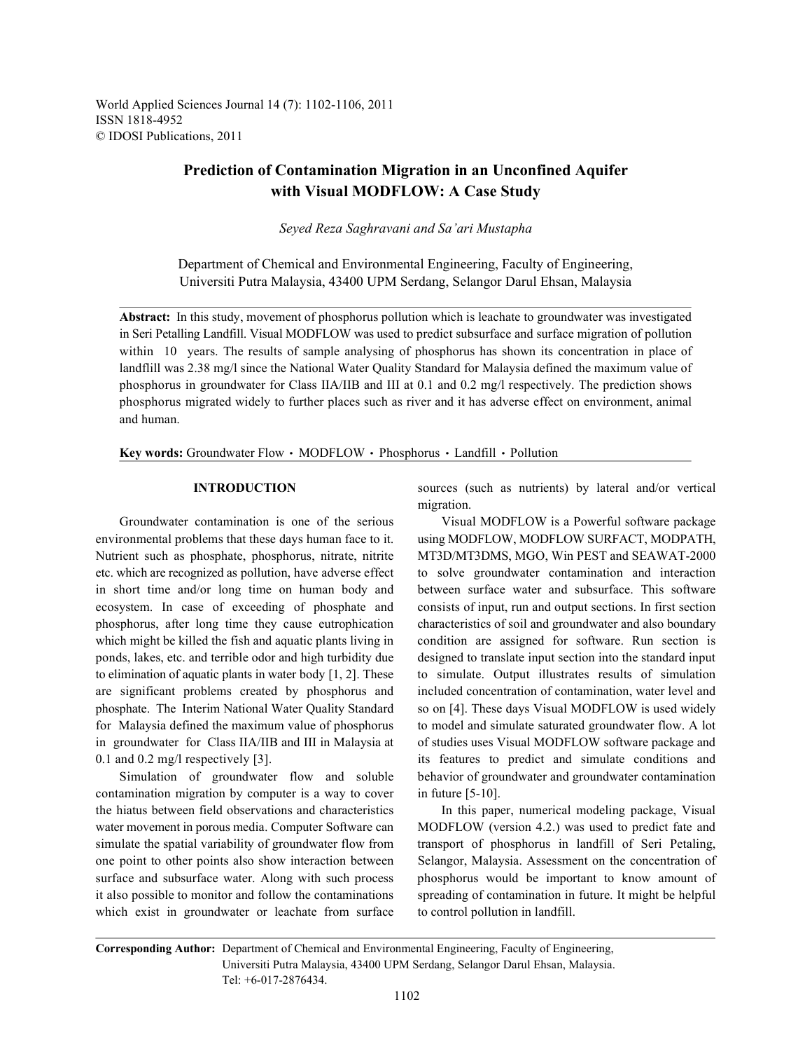# Prediction of Contamination Migration in an Unconfined Aquifer with Visual MODFLOW: A Case Study

*Seyed Reza Saghravani and Sa'ari Mustapha*

Department of Chemical and Environmental Engineering, Faculty of Engineering, Universiti Putra Malaysia, 43400 UPM Serdang, Selangor Darul Ehsan, Malaysia

**Abstract:** In this study, movement of phosphorus pollution which is leachate to groundwater was investigated in Seri Petalling Landfill. Visual MODFLOW was used to predict subsurface and surface migration of pollution within 10 years. The results of sample analysing of phosphorus has shown its concentration in place of landflill was 2.38 mg/l since the National Water Quality Standard for Malaysia defined the maximum value of phosphorus in groundwater for Class IIA/IIB and III at 0.1 and 0.2 mg/l respectively. The prediction shows phosphorus migrated widely to further places such as river and it has adverse effect on environment, animal and human.

**Key words:** Groundwater Flow · MODFLOW · Phosphorus · Landfill · Pollution

## INTRODUCTION

Groundwater contamination is one of the serious environmental problems that these days human face to it. Nutrient such as phosphate, phosphorus, nitrate, nitrite etc. which are recognized as pollution, have adverse effect in short time and/or long time on human body and ecosystem. In case of exceeding of phosphate and phosphorus, after long time they cause eutrophication which might be killed the fish and aquatic plants living in ponds, lakes, etc. and terrible odor and high turbidity due to elimination of aquatic plants in water body [1, 2]. These are significant problems created by phosphorus and phosphate. The Interim National Water Quality Standard for Malaysia defined the maximum value of phosphorus in groundwater for Class IIA/IIB and III in Malaysia at 0.1 and 0.2 mg/l respectively [3].

Simulation of groundwater flow and soluble contamination migration by computer is a way to cover the hiatus between field observations and characteristics water movement in porous media. Computer Software can simulate the spatial variability of groundwater flow from one point to other points also show interaction between surface and subsurface water. Along with such process it also possible to monitor and follow the contaminations which exist in groundwater or leachate from surface sources (such as nutrients) by lateral and/or vertical migration.

Visual MODFLOW is a Powerful software package using MODFLOW, MODFLOW SURFACT, MODPATH, MT3D/MT3DMS, MGO, Win PEST and SEAWAT-2000 to solve groundwater contamination and interaction between surface water and subsurface. This software consists of input, run and output sections. In first section characteristics of soil and groundwater and also boundary condition are assigned for software. Run section is designed to translate input section into the standard input to simulate. Output illustrates results of simulation included concentration of contamination, water level and so on [4]. These days Visual MODFLOW is used widely to model and simulate saturated groundwater flow. A lot of studies uses Visual MODFLOW software package and its features to predict and simulate conditions and behavior of groundwater and groundwater contamination in future [5-10].

In this paper, numerical modeling package, Visual MODFLOW (version 4.2.) was used to predict fate and transport of phosphorus in landfill of Seri Petaling, Selangor, Malaysia. Assessment on the concentration of phosphorus would be important to know amount of spreading of contamination in future. It might be helpful to control pollution in landfill.

**Corresponding Author:** Department of Chemical and Environmental Engineering, Faculty of Engineering, Universiti Putra Malaysia, 43400 UPM Serdang, Selangor Darul Ehsan, Malaysia. Tel: +6-017-2876434.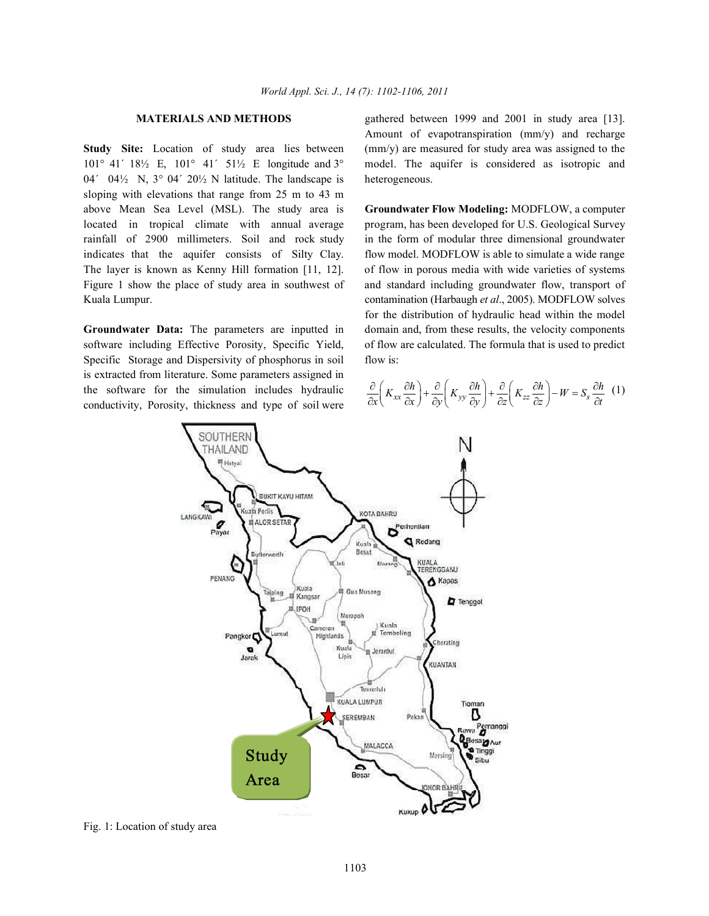## MATERIALS AND METHODS

**Study Site:** Location of study area lies between 101° 41´ 18½ E, 101° 41´ 51½ E longitude and 3° 04´ 04½ N, 3° 04´ 20½ N latitude. The landscape is sloping with elevations that range from 25 m to 43 m above Mean Sea Level (MSL). The study area is located in tropical climate with annual average rainfall of 2900 millimeters. Soil and rock study indicates that the aquifer consists of Silty Clay. The layer is known as Kenny Hill formation [11, 12]. Figure 1 show the place of study area in southwest of Kuala Lumpur.

**Groundwater Data:** The parameters are inputted in software including Effective Porosity, Specific Yield, Specific Storage and Dispersivity of phosphorus in soil is extracted from literature. Some parameters assigned in the software for the simulation includes hydraulic conductivity, Porosity, thickness and type of soil were gathered between 1999 and 2001 in study area [13]. Amount of evapotranspiration (mm/y) and recharge (mm/y) are measured for study area was assigned to the model. The aquifer is considered as isotropic and heterogeneous.

**Groundwater Flow Modeling:** MODFLOW, a computer program, has been developed for U.S. Geological Survey in the form of modular three dimensional groundwater flow model. MODFLOW is able to simulate a wide range of flow in porous media with wide varieties of systems and standard including groundwater flow, transport of contamination (Harbaugh *et al*., 2005). MODFLOW solves for the distribution of hydraulic head within the model domain and, from these results, the velocity components of flow are calculated. The formula that is used to predict flow is:

$$\frac{\partial}{\partial x}\left(K_{xx}\frac{\partial h}{\partial x}\right)+\frac{\partial}{\partial y}\left(K_{yy}\frac{\partial h}{\partial y}\right)+\frac{\partial}{\partial z}\left(K_{zz}\frac{\partial h}{\partial z}\right)-W=S_s\frac{\partial h}{\partial t} \quad (1)$$

Fig. 1: Location of study area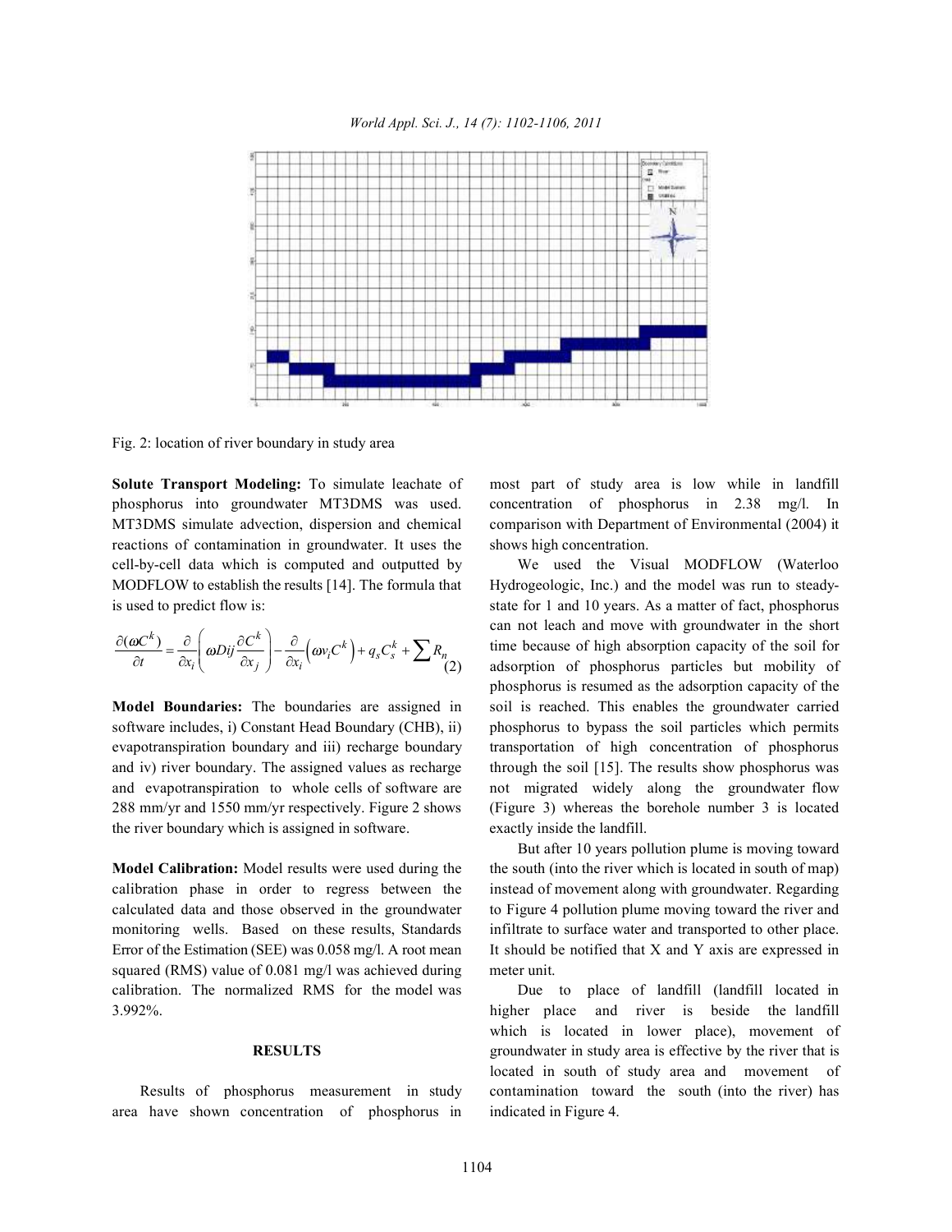Fig. 2: location of river boundary in study area

**Solute Transport Modeling:** To simulate leachate of phosphorus into groundwater MT3DMS was used. MT3DMS simulate advection, dispersion and chemical reactions of contamination in groundwater. It uses the cell-by-cell data which is computed and outputted by MODFLOW to establish the results [14]. The formula that is used to predict flow is:

$$\frac{\partial(\omega C^k)}{\partial t} = \frac{\partial}{\partial x_i}\left(\omega Dij \frac{\partial C^k}{\partial x_j}\right) - \frac{\partial}{\partial x_i}\left(\omega v_i C^k\right) + q_s C_s^k + \sum R_n \quad (2)$$

**Model Boundaries:** The boundaries are assigned in software includes, i) Constant Head Boundary (CHB), ii) evapotranspiration boundary and iii) recharge boundary and iv) river boundary. The assigned values as recharge and evapotranspiration to whole cells of software are 288 mm/yr and 1550 mm/yr respectively. Figure 2 shows the river boundary which is assigned in software.

**Model Calibration:** Model results were used during the calibration phase in order to regress between the calculated data and those observed in the groundwater monitoring wells. Based on these results, Standards Error of the Estimation (SEE) was 0.058 mg/l. A root mean squared (RMS) value of 0.081 mg/l was achieved during calibration. The normalized RMS for the model was 3.992%.

## RESULTS

Results of phosphorus measurement in study area have shown concentration of phosphorus in most part of study area is low while in landfill concentration of phosphorus in 2.38 mg/l. In comparison with Department of Environmental (2004) it shows high concentration.

We used the Visual MODFLOW (Waterloo Hydrogeologic, Inc.) and the model was run to steady-state for 1 and 10 years. As a matter of fact, phosphorus can not leach and move with groundwater in the short time because of high absorption capacity of the soil for adsorption of phosphorus particles but mobility of phosphorus is resumed as the adsorption capacity of the soil is reached. This enables the groundwater carried phosphorus to bypass the soil particles which permits transportation of high concentration of phosphorus through the soil [15]. The results show phosphorus was not migrated widely along the groundwater flow (Figure 3) whereas the borehole number 3 is located exactly inside the landfill.

But after 10 years pollution plume is moving toward the south (into the river which is located in south of map) instead of movement along with groundwater. Regarding to Figure 4 pollution plume moving toward the river and infiltrate to surface water and transported to other place. It should be notified that X and Y axis are expressed in meter unit.

Due to place of landfill (landfill located in higher place and river is beside the landfill which is located in lower place), movement of groundwater in study area is effective by the river that is located in south of study area and movement of contamination toward the south (into the river) has indicated in Figure 4.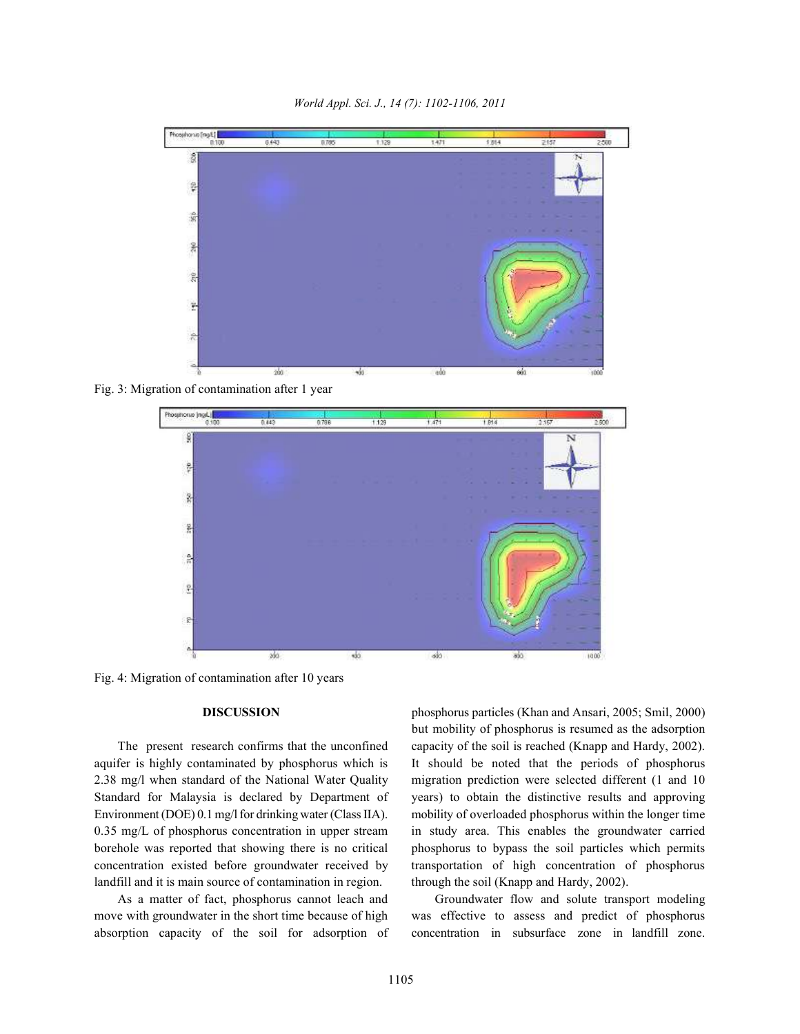Fig. 3: Migration of contamination after 1 year

Fig. 4: Migration of contamination after 10 years

## DISCUSSION

The present research confirms that the unconfined aquifer is highly contaminated by phosphorus which is 2.38 mg/l when standard of the National Water Quality Standard for Malaysia is declared by Department of Environment (DOE) 0.1 mg/l for drinking water (Class IIA). 0.35 mg/L of phosphorus concentration in upper stream borehole was reported that showing there is no critical concentration existed before groundwater received by landfill and it is main source of contamination in region.

As a matter of fact, phosphorus cannot leach and move with groundwater in the short time because of high absorption capacity of the soil for adsorption of phosphorus particles (Khan and Ansari, 2005; Smil, 2000) but mobility of phosphorus is resumed as the adsorption capacity of the soil is reached (Knapp and Hardy, 2002). It should be noted that the periods of phosphorus migration prediction were selected different (1 and 10 years) to obtain the distinctive results and approving mobility of overloaded phosphorus within the longer time in study area. This enables the groundwater carried phosphorus to bypass the soil particles which permits transportation of high concentration of phosphorus through the soil (Knapp and Hardy, 2002).

Groundwater flow and solute transport modeling was effective to assess and predict of phosphorus concentration in subsurface zone in landfill zone.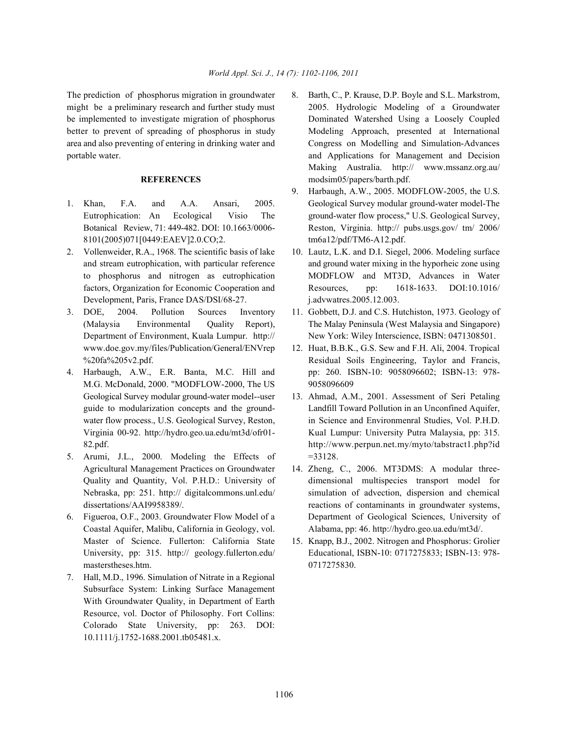The prediction of phosphorus migration in groundwater might be a preliminary research and further study must be implemented to investigate migration of phosphorus better to prevent of spreading of phosphorus in study area and also preventing of entering in drinking water and portable water.

## REFERENCES

1. Khan, F.A. and A.A. Ansari, 2005. Eutrophication: An Ecological Visio The Botanical Review, 71: 449-482. DOI: 10.1663/0006-8101(2005)071[0449:EAEV]2.0.CO;2.
2. Vollenweider, R.A., 1968. The scientific basis of lake and stream eutrophication, with particular reference to phosphorus and nitrogen as eutrophication factors, Organization for Economic Cooperation and Development, Paris, France DAS/DSI/68-27.
3. DOE, 2004. Pollution Sources Inventory (Malaysia Environmental Quality Report), Department of Environment, Kuala Lumpur. http:// www.doe.gov.my/files/Publication/General/ENVrep %20fa%205v2.pdf.
4. Harbaugh, A.W., E.R. Banta, M.C. Hill and M.G. McDonald, 2000. "MODFLOW-2000, The US Geological Survey modular ground-water model--user guide to modularization concepts and the ground-water flow process., U.S. Geological Survey, Reston, Virginia 00-92. http://hydro.geo.ua.edu/mt3d/ofr01-82.pdf.
5. Arumi, J.L., 2000. Modeling the Effects of Agricultural Management Practices on Groundwater Quality and Quantity, Vol. P.H.D.: University of Nebraska, pp: 251. http:// digitalcommons.unl.edu/ dissertations/AAI9958389/.
6. Figueroa, O.F., 2003. Groundwater Flow Model of a Coastal Aquifer, Malibu, California in Geology, vol. Master of Science. Fullerton: California State University, pp: 315. http:// geology.fullerton.edu/ masterstheses.htm.
7. Hall, M.D., 1996. Simulation of Nitrate in a Regional Subsurface System: Linking Surface Management With Groundwater Quality, in Department of Earth Resource, vol. Doctor of Philosophy. Fort Collins: Colorado State University, pp: 263. DOI: 10.1111/j.1752-1688.2001.tb05481.x.
8. Barth, C., P. Krause, D.P. Boyle and S.L. Markstrom, 2005. Hydrologic Modeling of a Groundwater Dominated Watershed Using a Loosely Coupled Modeling Approach, presented at International Congress on Modelling and Simulation-Advances and Applications for Management and Decision Making Australia. http:// www.mssanz.org.au/ modsim05/papers/barth.pdf.
9. Harbaugh, A.W., 2005. MODFLOW-2005, the U.S. Geological Survey modular ground-water model-The ground-water flow process," U.S. Geological Survey, Reston, Virginia. http:// pubs.usgs.gov/ tm/ 2006/ tm6a12/pdf/TM6-A12.pdf.
10. Lautz, L.K. and D.I. Siegel, 2006. Modeling surface and ground water mixing in the hyporheic zone using MODFLOW and MT3D, Advances in Water Resources, pp: 1618-1633. DOI:10.1016/ j.advwatres.2005.12.003.
11. Gobbett, D.J. and C.S. Hutchiston, 1973. Geology of The Malay Peninsula (West Malaysia and Singapore) New York: Wiley Interscience, ISBN: 0471308501.
12. Huat, B.B.K., G.S. Sew and F.H. Ali, 2004. Tropical Residual Soils Engineering, Taylor and Francis, pp: 260. ISBN-10: 9058096602; ISBN-13: 978-9058096609
13. Ahmad, A.M., 2001. Assessment of Seri Petaling Landfill Toward Pollution in an Unconfined Aquifer, in Science and Environmenral Studies, Vol. P.H.D. Kual Lumpur: University Putra Malaysia, pp: 315. http://www.perpun.net.my/myto/tabstract1.php?id =33128.
14. Zheng, C., 2006. MT3DMS: A modular three-dimensional multispecies transport model for simulation of advection, dispersion and chemical reactions of contaminants in groundwater systems, Department of Geological Sciences, University of Alabama, pp: 46. http://hydro.geo.ua.edu/mt3d/.
15. Knapp, B.J., 2002. Nitrogen and Phosphorus: Grolier Educational, ISBN-10: 0717275833; ISBN-13: 978-0717275830.